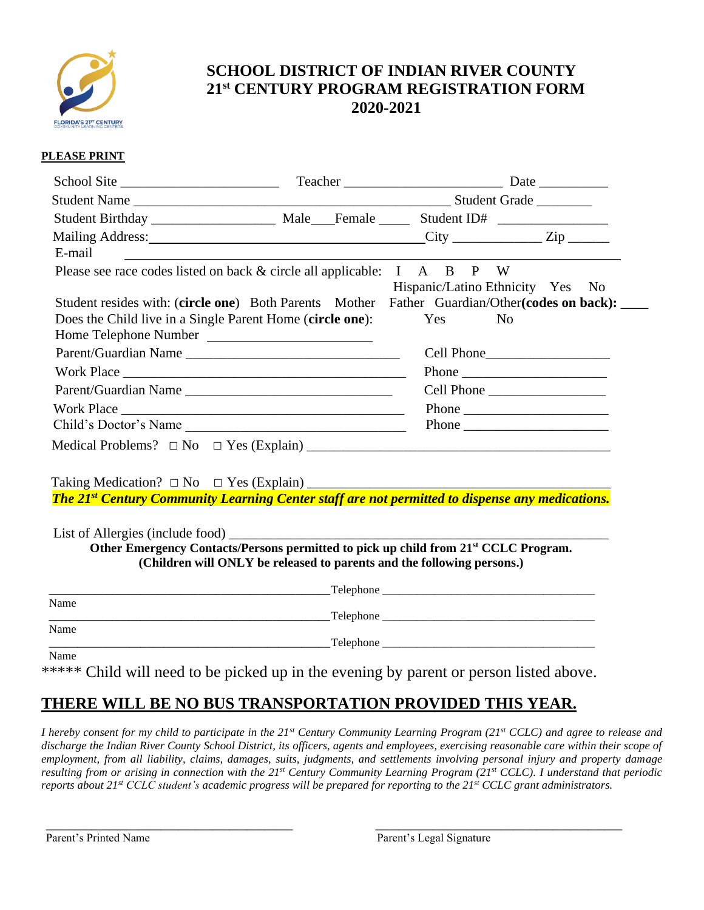# SCHOOL DISTRICT OF INDIAN RIVER COUNTY
# 21st CENTURY PROGRAM REGISTRATION FORM
# 2020-2021

**PLEASE PRINT**

School Site ______________________ Teacher ______________________ Date __________

Student Name ______________________________________________ Student Grade ________

Student Birthday _________________ Male___Female _____ Student ID# ________________

Mailing Address:____________________________________City _____________ Zip ______

E-mail ______________________________________________________________

Please see race codes listed on back & circle all applicable: I A B P W

Hispanic/Latino Ethnicity Yes No

Student resides with: (**circle one**) Both Parents Mother Father Guardian/Other**(codes on back):** ____

Does the Child live in a Single Parent Home (**circle one**): Yes No

Home Telephone Number ________________________

Parent/Guardian Name ________________________________ Cell Phone__________________

Work Place ______________________________________ Phone ____________________

Parent/Guardian Name ______________________________ Cell Phone _________________

Work Place ______________________________________ Phone _____________________

Child's Doctor's Name ________________________________ Phone _____________________

Medical Problems? □ No □ Yes (Explain) ____________________________________________

Taking Medication? □ No □ Yes (Explain) ____________________________________________

***The 21st Century Community Learning Center staff are not permitted to dispense any medications.***

List of Allergies (include food) ____________________________________________________

**Other Emergency Contacts/Persons permitted to pick up child from 21st CCLC Program.**
**(Children will ONLY be released to parents and the following persons.)**

__________________________________________Telephone ___________________________________
Name

__________________________________________Telephone ___________________________________
Name

__________________________________________Telephone ___________________________________
Name

***** Child will need to be picked up in the evening by parent or person listed above.

## THERE WILL BE NO BUS TRANSPORTATION PROVIDED THIS YEAR.

*I hereby consent for my child to participate in the 21st Century Community Learning Program (21st CCLC) and agree to release and discharge the Indian River County School District, its officers, agents and employees, exercising reasonable care within their scope of employment, from all liability, claims, damages, suits, judgments, and settlements involving personal injury and property damage resulting from or arising in connection with the 21st Century Community Learning Program (21st CCLC). I understand that periodic reports about 21st CCLC student's academic progress will be prepared for reporting to the 21st CCLC grant administrators.*

_____________________________________ _____________________________________
Parent's Printed Name Parent's Legal Signature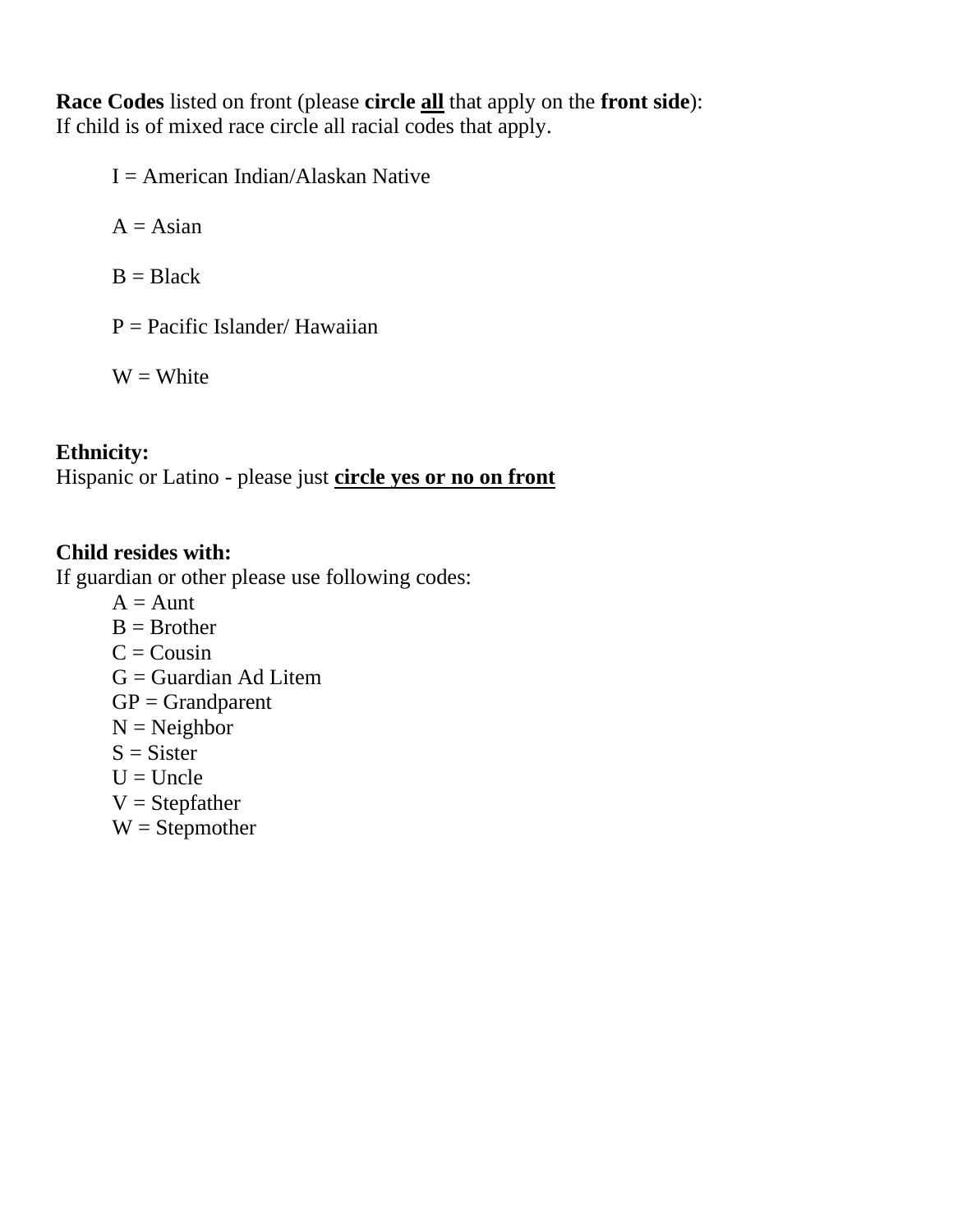**Race Codes** listed on front (please **circle <u>all</u>** that apply on the **front side**):
If child is of mixed race circle all racial codes that apply.

- I = American Indian/Alaskan Native
- A = Asian
- B = Black
- P = Pacific Islander/ Hawaiian
- W = White

**Ethnicity:**
Hispanic or Latino - please just **<u>circle yes or no on front</u>**

**Child resides with:**
If guardian or other please use following codes:

- A = Aunt
- B = Brother
- C = Cousin
- G = Guardian Ad Litem
- GP = Grandparent
- N = Neighbor
- S = Sister
- U = Uncle
- V = Stepfather
- W = Stepmother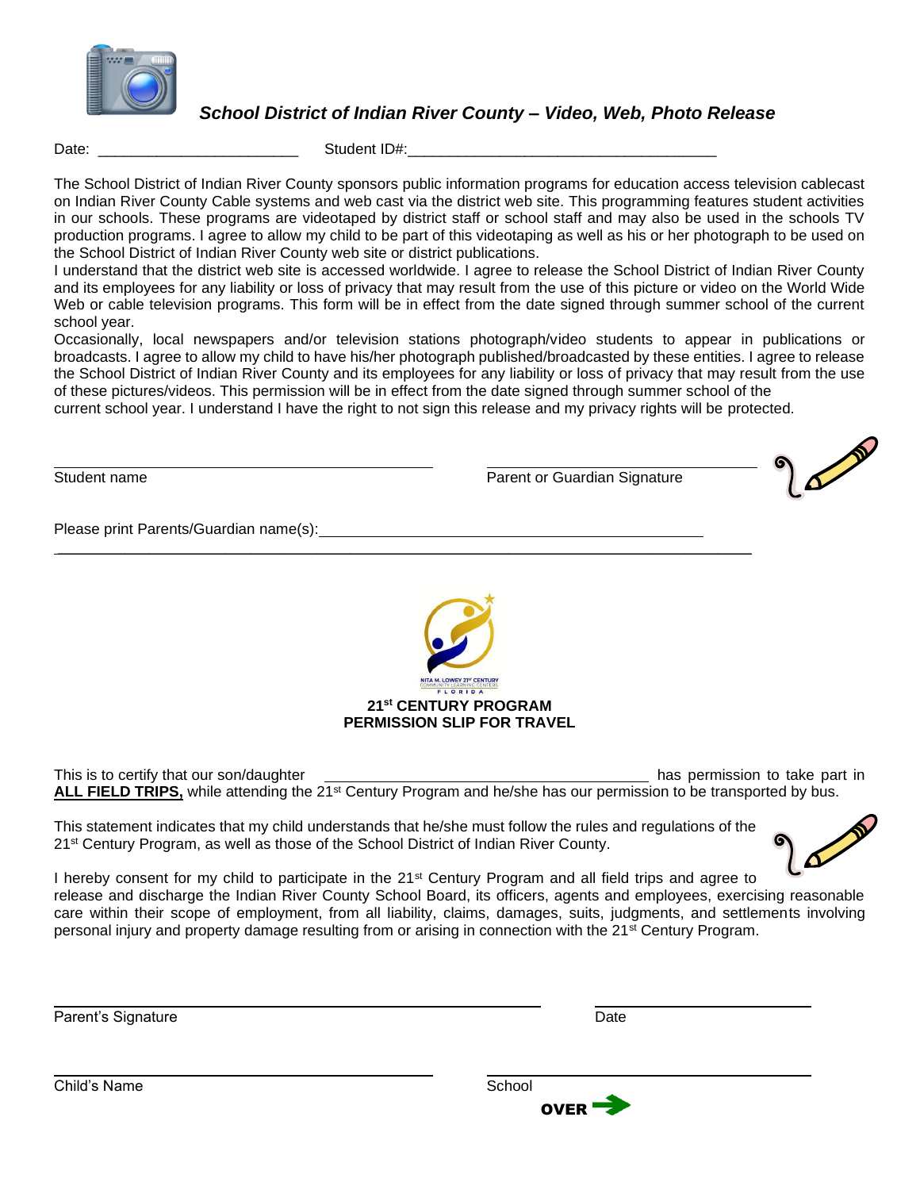## *School District of Indian River County – Video, Web, Photo Release*

Date: ________________________ Student ID#:____________________________________

The School District of Indian River County sponsors public information programs for education access television cablecast on Indian River County Cable systems and web cast via the district web site. This programming features student activities in our schools. These programs are videotaped by district staff or school staff and may also be used in the schools TV production programs. I agree to allow my child to be part of this videotaping as well as his or her photograph to be used on the School District of Indian River County web site or district publications.

I understand that the district web site is accessed worldwide. I agree to release the School District of Indian River County and its employees for any liability or loss of privacy that may result from the use of this picture or video on the World Wide Web or cable television programs. This form will be in effect from the date signed through summer school of the current school year.

Occasionally, local newspapers and/or television stations photograph/video students to appear in publications or broadcasts. I agree to allow my child to have his/her photograph published/broadcasted by these entities. I agree to release the School District of Indian River County and its employees for any liability or loss of privacy that may result from the use of these pictures/videos. This permission will be in effect from the date signed through summer school of the current school year. I understand I have the right to not sign this release and my privacy rights will be protected.

_______________________________________ _______________________________
Student name Parent or Guardian Signature

Please print Parents/Guardian name(s):_____________________________________________

______________________________________________________________________________

NITA M. LOWEY 21ST CENTURY COMMUNITY LEARNING CENTERS FLORIDA

**21st CENTURY PROGRAM**
**PERMISSION SLIP FOR TRAVEL**

This is to certify that our son/daughter ______________________________________ has permission to take part in **ALL FIELD TRIPS,** while attending the 21st Century Program and he/she has our permission to be transported by bus.

This statement indicates that my child understands that he/she must follow the rules and regulations of the 21st Century Program, as well as those of the School District of Indian River County.

I hereby consent for my child to participate in the 21st Century Program and all field trips and agree to release and discharge the Indian River County School Board, its officers, agents and employees, exercising reasonable care within their scope of employment, from all liability, claims, damages, suits, judgments, and settlements involving personal injury and property damage resulting from or arising in connection with the 21st Century Program.

_______________________________________________ _______________________
Parent's Signature Date

_______________________________________ _______________________________
Child's Name School

**OVER** ➔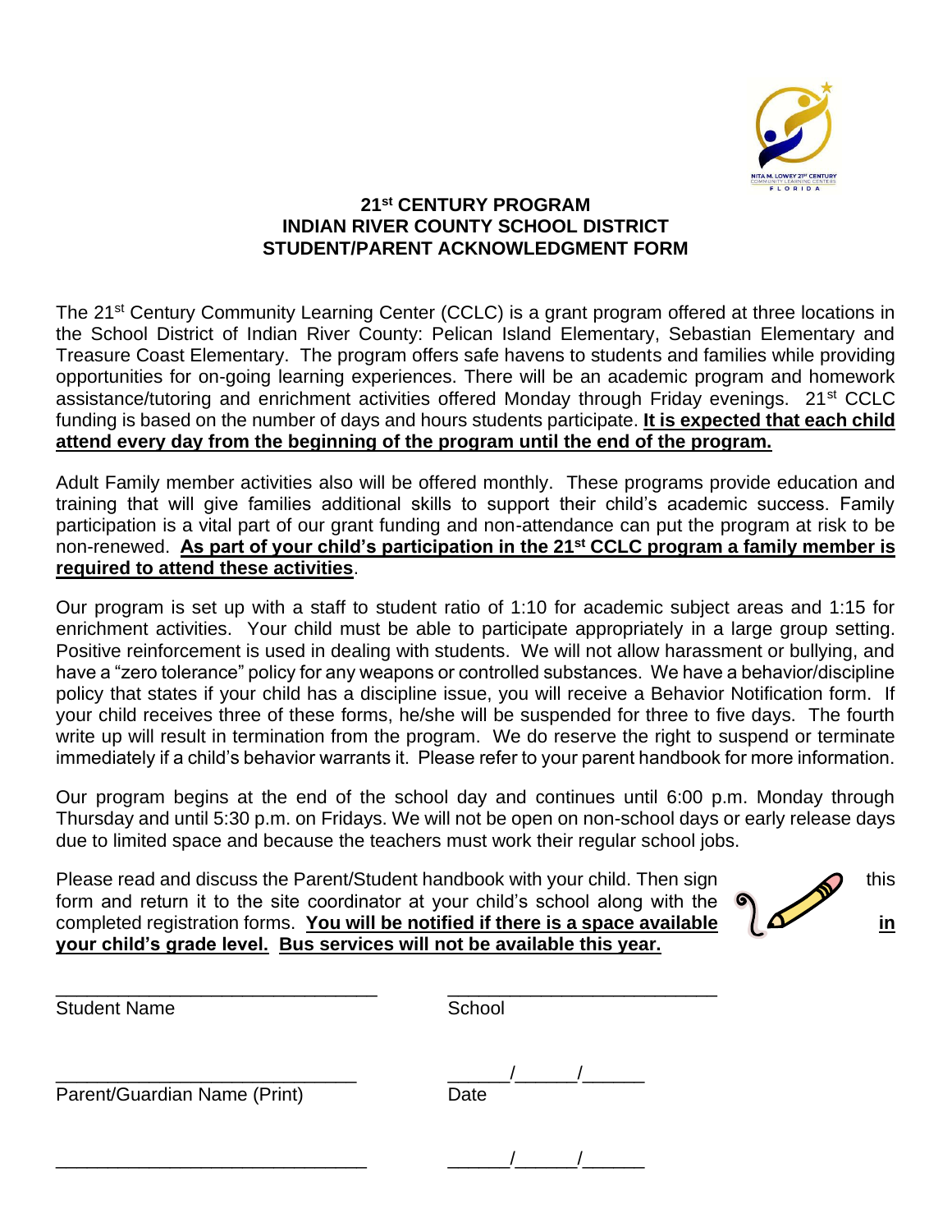**21st CENTURY PROGRAM**
**INDIAN RIVER COUNTY SCHOOL DISTRICT**
**STUDENT/PARENT ACKNOWLEDGMENT FORM**

The 21st Century Community Learning Center (CCLC) is a grant program offered at three locations in the School District of Indian River County: Pelican Island Elementary, Sebastian Elementary and Treasure Coast Elementary. The program offers safe havens to students and families while providing opportunities for on-going learning experiences. There will be an academic program and homework assistance/tutoring and enrichment activities offered Monday through Friday evenings. 21st CCLC funding is based on the number of days and hours students participate. **It is expected that each child attend every day from the beginning of the program until the end of the program.**

Adult Family member activities also will be offered monthly. These programs provide education and training that will give families additional skills to support their child's academic success. Family participation is a vital part of our grant funding and non-attendance can put the program at risk to be non-renewed. **As part of your child's participation in the 21st CCLC program a family member is required to attend these activities**.

Our program is set up with a staff to student ratio of 1:10 for academic subject areas and 1:15 for enrichment activities. Your child must be able to participate appropriately in a large group setting. Positive reinforcement is used in dealing with students. We will not allow harassment or bullying, and have a "zero tolerance" policy for any weapons or controlled substances. We have a behavior/discipline policy that states if your child has a discipline issue, you will receive a Behavior Notification form. If your child receives three of these forms, he/she will be suspended for three to five days. The fourth write up will result in termination from the program. We do reserve the right to suspend or terminate immediately if a child's behavior warrants it. Please refer to your parent handbook for more information.

Our program begins at the end of the school day and continues until 6:00 p.m. Monday through Thursday and until 5:30 p.m. on Fridays. We will not be open on non-school days or early release days due to limited space and because the teachers must work their regular school jobs.

Please read and discuss the Parent/Student handbook with your child. Then sign this form and return it to the site coordinator at your child's school along with the completed registration forms. **You will be notified if there is a space available in your child's grade level.** **Bus services will not be available this year.**

_______________________________ _______________________________
Student Name School

_______________________________ ______/______/______
Parent/Guardian Name (Print) Date

_______________________________ ______/______/______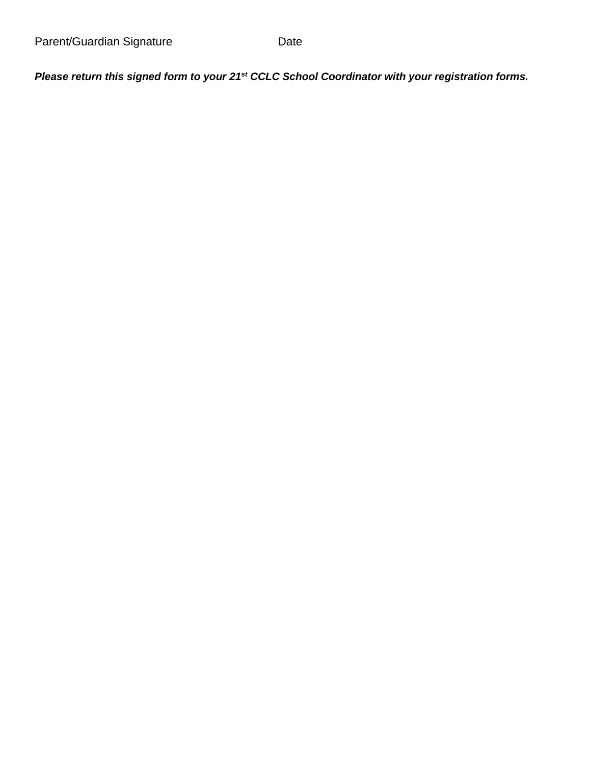Parent/Guardian Signature                    Date

***Please return this signed form to your 21st CCLC School Coordinator with your registration forms.***